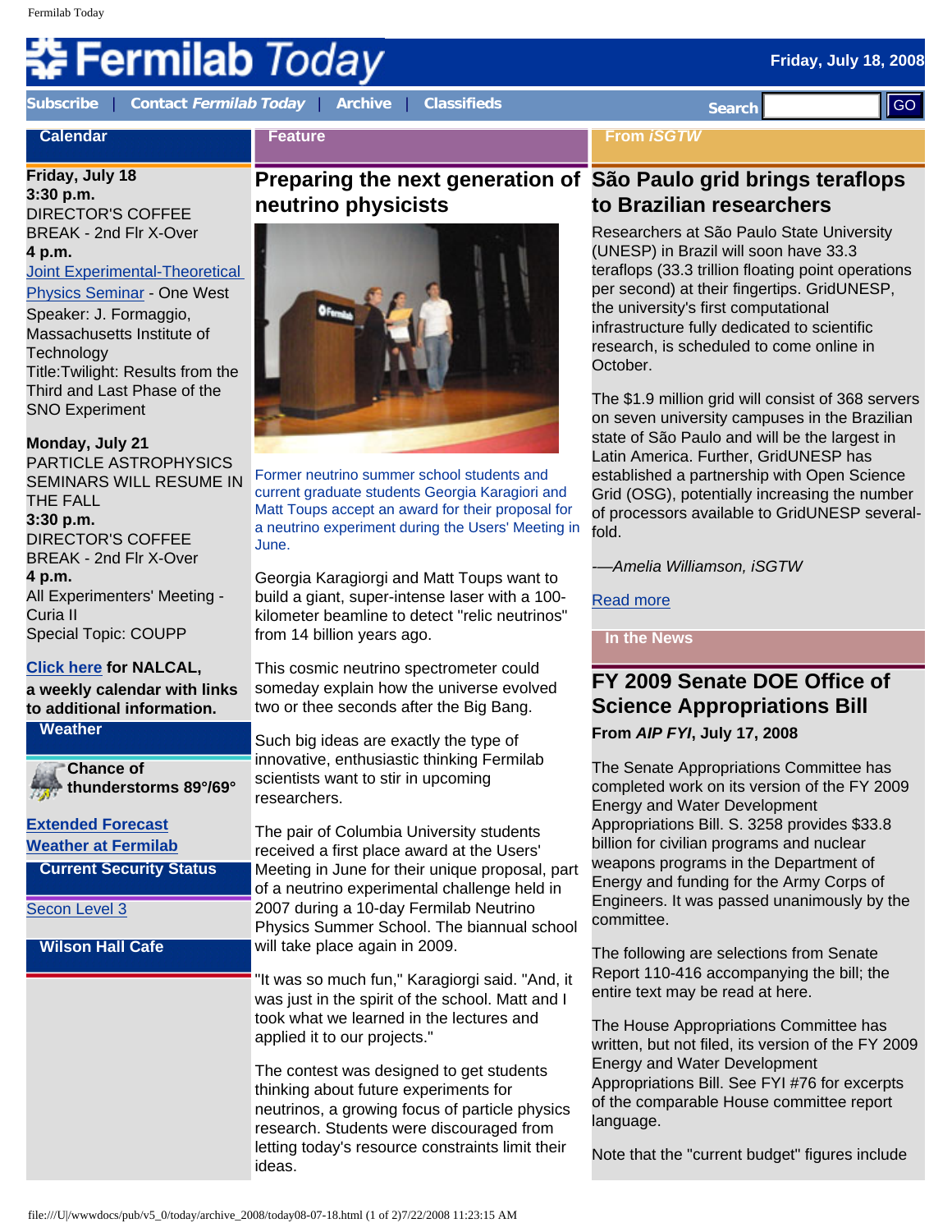# Fermilab Today

Friday, July 18, 2008

Subscribe | Contact *Fermilab Today* | Archive | Classifieds

Search GO

## Calendar

**Friday, July 18**
**3:30 p.m.**
DIRECTOR'S COFFEE BREAK - 2nd Flr X-Over
**4 p.m.**
Joint Experimental-Theoretical Physics Seminar - One West
Speaker: J. Formaggio, Massachusetts Institute of Technology
Title:Twilight: Results from the Third and Last Phase of the SNO Experiment

**Monday, July 21**
PARTICLE ASTROPHYSICS SEMINARS WILL RESUME IN THE FALL
**3:30 p.m.**
DIRECTOR'S COFFEE BREAK - 2nd Flr X-Over
**4 p.m.**
All Experimenters' Meeting - Curia II
Special Topic: COUPP

**Click here for NALCAL, a weekly calendar with links to additional information.**

## Weather

**Chance of thunderstorms 89°/69°**

**Extended Forecast**
**Weather at Fermilab**

## Current Security Status

Secon Level 3

## Wilson Hall Cafe

## Feature

## Preparing the next generation of neutrino physicists

Former neutrino summer school students and current graduate students Georgia Karagiori and Matt Toups accept an award for their proposal for a neutrino experiment during the Users' Meeting in June.

Georgia Karagiorgi and Matt Toups want to build a giant, super-intense laser with a 100-kilometer beamline to detect "relic neutrinos" from 14 billion years ago.

This cosmic neutrino spectrometer could someday explain how the universe evolved two or thee seconds after the Big Bang.

Such big ideas are exactly the type of innovative, enthusiastic thinking Fermilab scientists want to stir in upcoming researchers.

The pair of Columbia University students received a first place award at the Users' Meeting in June for their unique proposal, part of a neutrino experimental challenge held in 2007 during a 10-day Fermilab Neutrino Physics Summer School. The biannual school will take place again in 2009.

"It was so much fun," Karagiorgi said. "And, it was just in the spirit of the school. Matt and I took what we learned in the lectures and applied it to our projects."

The contest was designed to get students thinking about future experiments for neutrinos, a growing focus of particle physics research. Students were discouraged from letting today's resource constraints limit their ideas.

## From *iSGTW*

## São Paulo grid brings teraflops to Brazilian researchers

Researchers at São Paulo State University (UNESP) in Brazil will soon have 33.3 teraflops (33.3 trillion floating point operations per second) at their fingertips. GridUNESP, the university's first computational infrastructure fully dedicated to scientific research, is scheduled to come online in October.

The $1.9 million grid will consist of 368 servers on seven university campuses in the Brazilian state of São Paulo and will be the largest in Latin America. Further, GridUNESP has established a partnership with Open Science Grid (OSG), potentially increasing the number of processors available to GridUNESP several-fold.

*-—Amelia Williamson, iSGTW*

Read more

## In the News

## FY 2009 Senate DOE Office of Science Appropriations Bill

**From *AIP FYI*, July 17, 2008**

The Senate Appropriations Committee has completed work on its version of the FY 2009 Energy and Water Development Appropriations Bill. S. 3258 provides $33.8 billion for civilian programs and nuclear weapons programs in the Department of Energy and funding for the Army Corps of Engineers. It was passed unanimously by the committee.

The following are selections from Senate Report 110-416 accompanying the bill; the entire text may be read at here.

The House Appropriations Committee has written, but not filed, its version of the FY 2009 Energy and Water Development Appropriations Bill. See FYI #76 for excerpts of the comparable House committee report language.

Note that the "current budget" figures include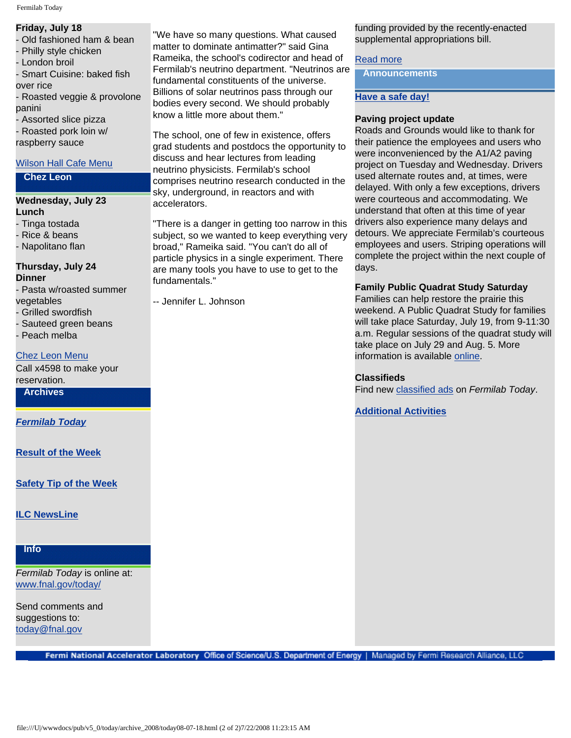**Friday, July 18**
- Old fashioned ham & bean
- Philly style chicken
- London broil
- Smart Cuisine: baked fish over rice
- Roasted veggie & provolone panini
- Assorted slice pizza
- Roasted pork loin w/ raspberry sauce

[Wilson Hall Cafe Menu]

## Chez Leon

**Wednesday, July 23**
**Lunch**
- Tinga tostada
- Rice & beans
- Napolitano flan

**Thursday, July 24**
**Dinner**
- Pasta w/roasted summer vegetables
- Grilled swordfish
- Sauteed green beans
- Peach melba

[Chez Leon Menu]
Call x4598 to make your reservation.

## Archives

***Fermilab Today***

**Result of the Week**

**Safety Tip of the Week**

**ILC NewsLine**

## Info

*Fermilab Today* is online at:
www.fnal.gov/today/

Send comments and suggestions to:
today@fnal.gov

"We have so many questions. What caused matter to dominate antimatter?" said Gina Rameika, the school's codirector and head of Fermilab's neutrino department. "Neutrinos are fundamental constituents of the universe. Billions of solar neutrinos pass through our bodies every second. We should probably know a little more about them."

The school, one of few in existence, offers grad students and postdocs the opportunity to discuss and hear lectures from leading neutrino physicists. Fermilab's school comprises neutrino research conducted in the sky, underground, in reactors and with accelerators.

"There is a danger in getting too narrow in this subject, so we wanted to keep everything very broad," Rameika said. "You can't do all of particle physics in a single experiment. There are many tools you have to use to get to the fundamentals."

-- Jennifer L. Johnson

funding provided by the recently-enacted supplemental appropriations bill.

Read more

## Announcements

**Have a safe day!**

**Paving project update**
Roads and Grounds would like to thank for their patience the employees and users who were inconvenienced by the A1/A2 paving project on Tuesday and Wednesday. Drivers used alternate routes and, at times, were delayed. With only a few exceptions, drivers were courteous and accommodating. We understand that often at this time of year drivers also experience many delays and detours. We appreciate Fermilab's courteous employees and users. Striping operations will complete the project within the next couple of days.

**Family Public Quadrat Study Saturday**
Families can help restore the prairie this weekend. A Public Quadrat Study for families will take place Saturday, July 19, from 9-11:30 a.m. Regular sessions of the quadrat study will take place on July 29 and Aug. 5. More information is available online.

**Classifieds**
Find new classified ads on *Fermilab Today*.

**Additional Activities**

Fermi National Accelerator Laboratory Office of Science/U.S. Department of Energy | Managed by Fermi Research Alliance, LLC